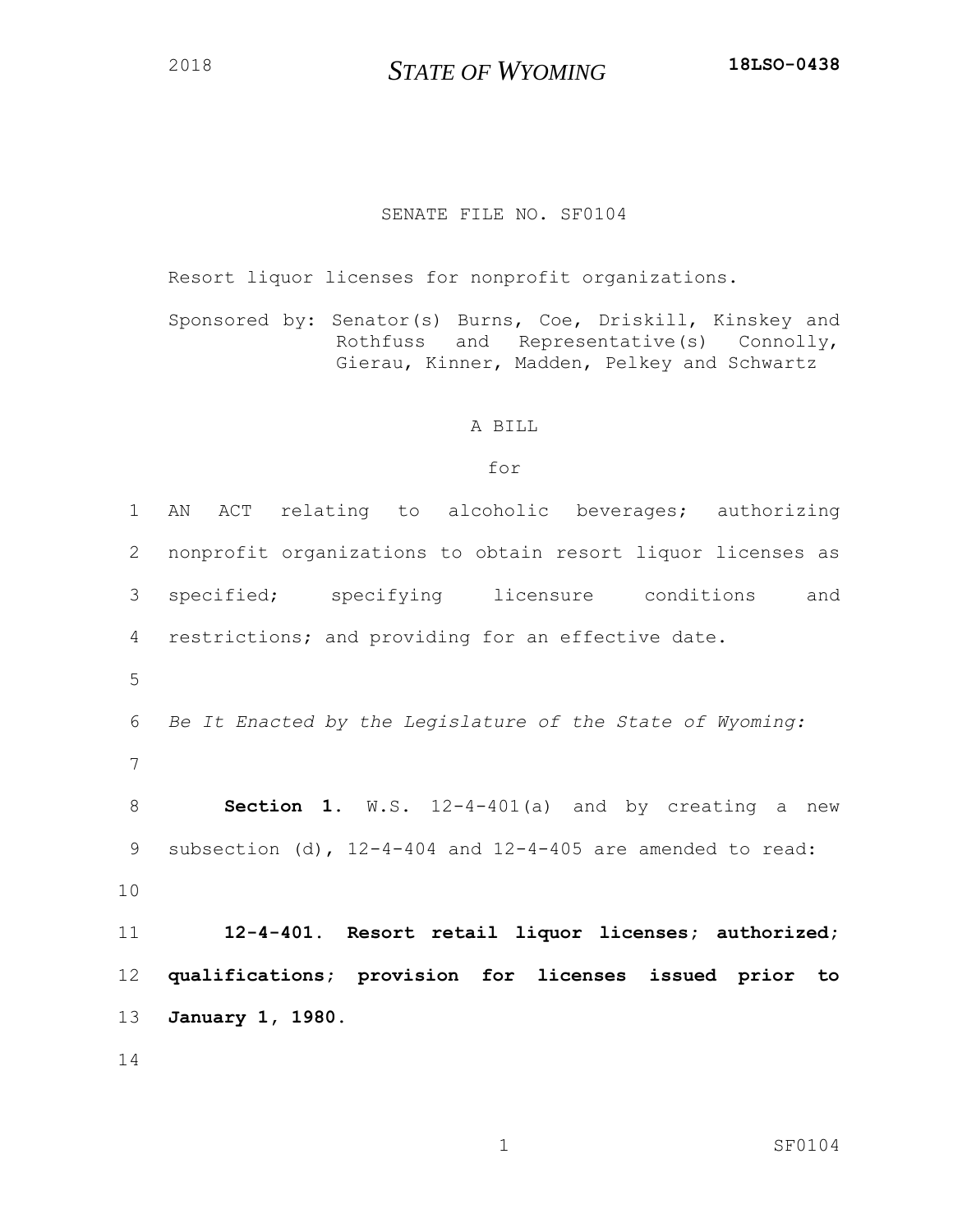2018 **STATE OF WYOMING** **18LSO-0438**

SENATE FILE NO. SF0104

Resort liquor licenses for nonprofit organizations.

Sponsored by: Senator(s) Burns, Coe, Driskill, Kinskey and Rothfuss and Representative(s) Connolly, Gierau, Kinner, Madden, Pelkey and Schwartz

A BILL

for

1 AN ACT relating to alcoholic beverages; authorizing
2 nonprofit organizations to obtain resort liquor licenses as
3 specified; specifying licensure conditions and
4 restrictions; and providing for an effective date.
5
6 *Be It Enacted by the Legislature of the State of Wyoming:*
7
8 **Section 1.** W.S. 12-4-401(a) and by creating a new
9 subsection (d), 12-4-404 and 12-4-405 are amended to read:
10
11 **12-4-401. Resort retail liquor licenses; authorized;**
12 **qualifications; provision for licenses issued prior to**
13 **January 1, 1980.**
14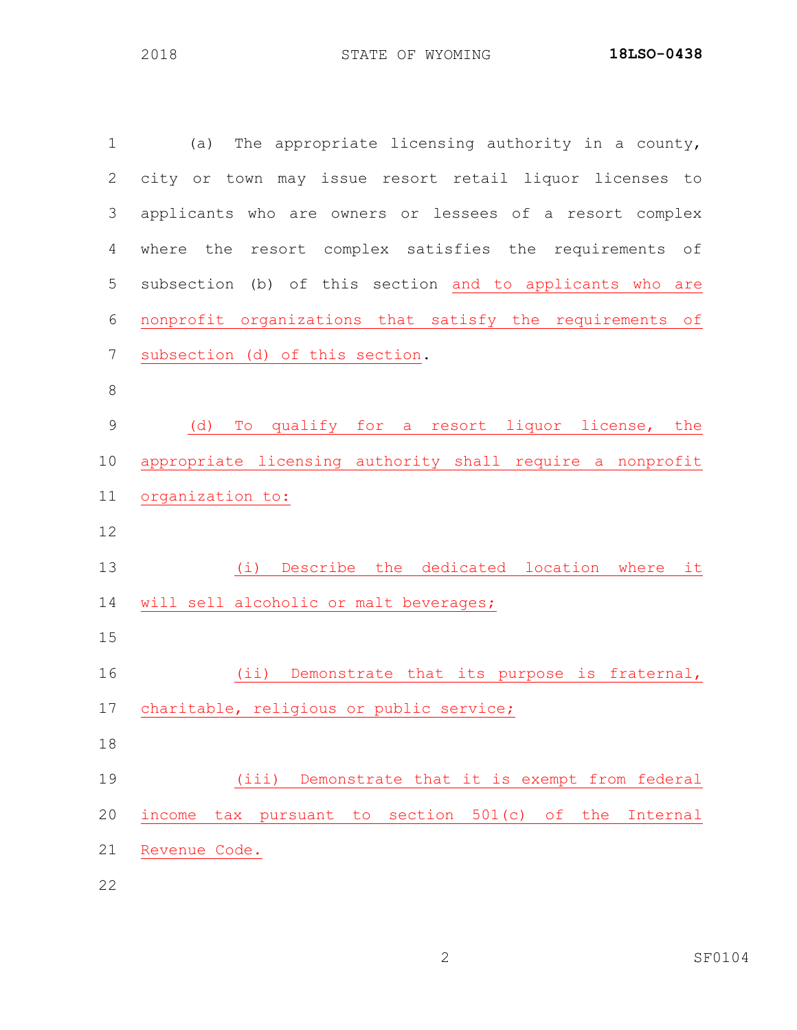(a) The appropriate licensing authority in a county, city or town may issue resort retail liquor licenses to applicants who are owners or lessees of a resort complex where the resort complex satisfies the requirements of subsection (b) of this section <u>and to applicants who are nonprofit organizations that satisfy the requirements of subsection (d) of this section</u>.

<u>(d) To qualify for a resort liquor license, the appropriate licensing authority shall require a nonprofit organization to:</u>

<u>(i) Describe the dedicated location where it will sell alcoholic or malt beverages;</u>

<u>(ii) Demonstrate that its purpose is fraternal, charitable, religious or public service;</u>

<u>(iii) Demonstrate that it is exempt from federal income tax pursuant to section 501(c) of the Internal Revenue Code.</u>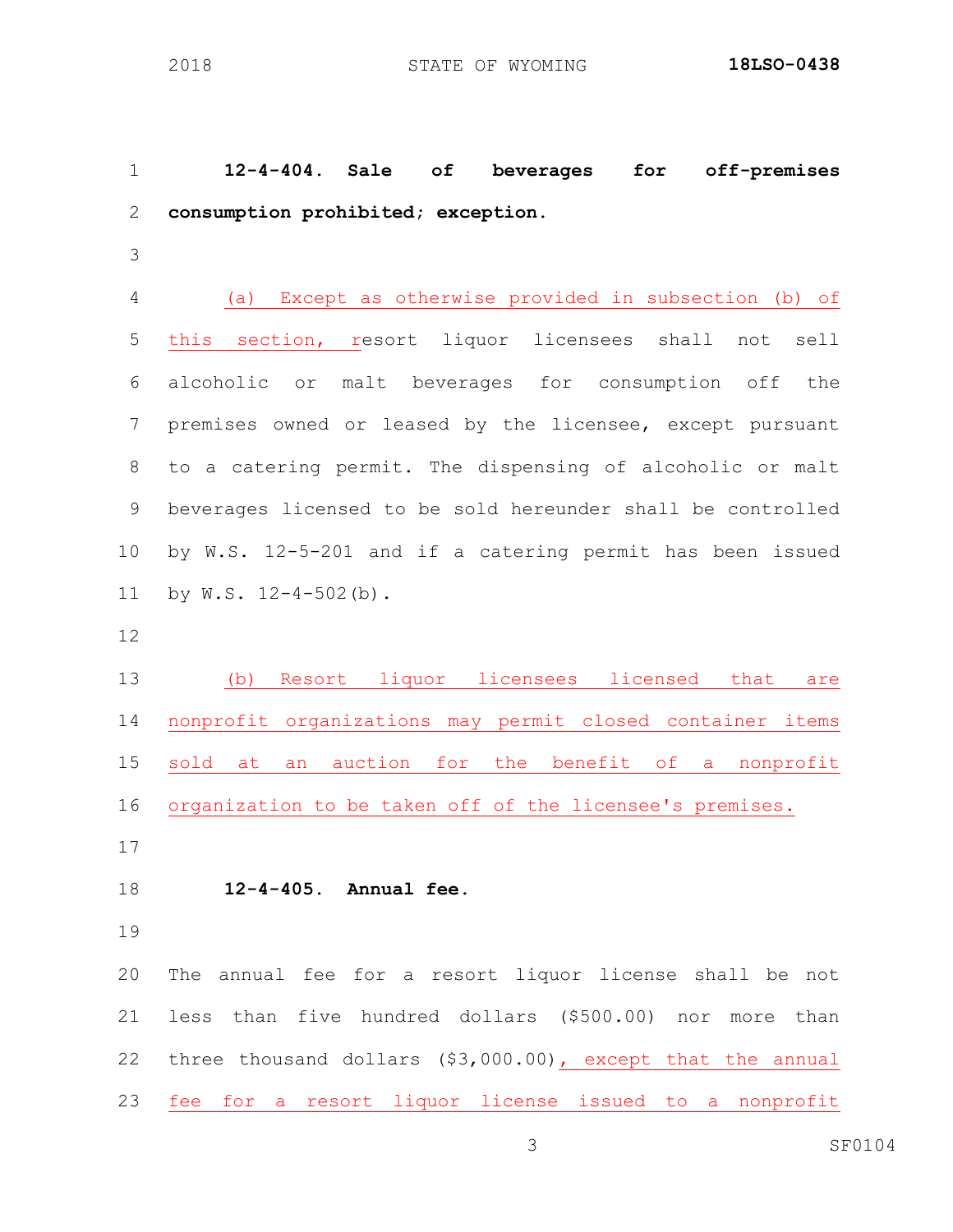**12-4-404. Sale of beverages for off-premises consumption prohibited; exception.**

(a) Except as otherwise provided in subsection (b) of this section, resort liquor licensees shall not sell alcoholic or malt beverages for consumption off the premises owned or leased by the licensee, except pursuant to a catering permit. The dispensing of alcoholic or malt beverages licensed to be sold hereunder shall be controlled by W.S. 12-5-201 and if a catering permit has been issued by W.S. 12-4-502(b).

(b) Resort liquor licensees licensed that are nonprofit organizations may permit closed container items sold at an auction for the benefit of a nonprofit organization to be taken off of the licensee's premises.

**12-4-405. Annual fee.**

The annual fee for a resort liquor license shall be not less than five hundred dollars ($500.00) nor more than three thousand dollars ($3,000.00), except that the annual fee for a resort liquor license issued to a nonprofit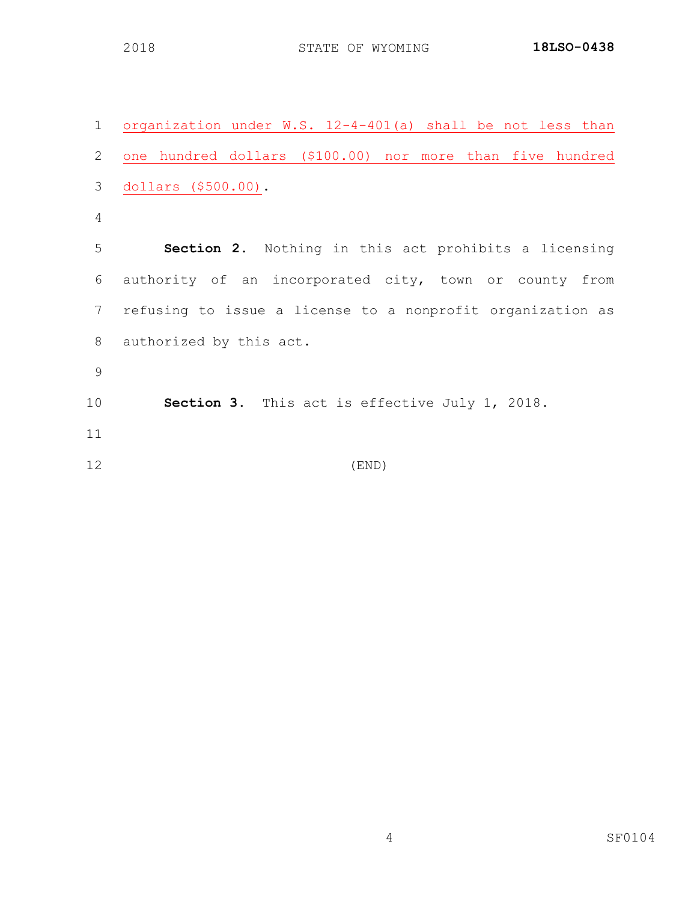organization under W.S. 12-4-401(a) shall be not less than one hundred dollars ($100.00) nor more than five hundred dollars ($500.00).

**Section 2.** Nothing in this act prohibits a licensing authority of an incorporated city, town or county from refusing to issue a license to a nonprofit organization as authorized by this act.

**Section 3.** This act is effective July 1, 2018.

(END)